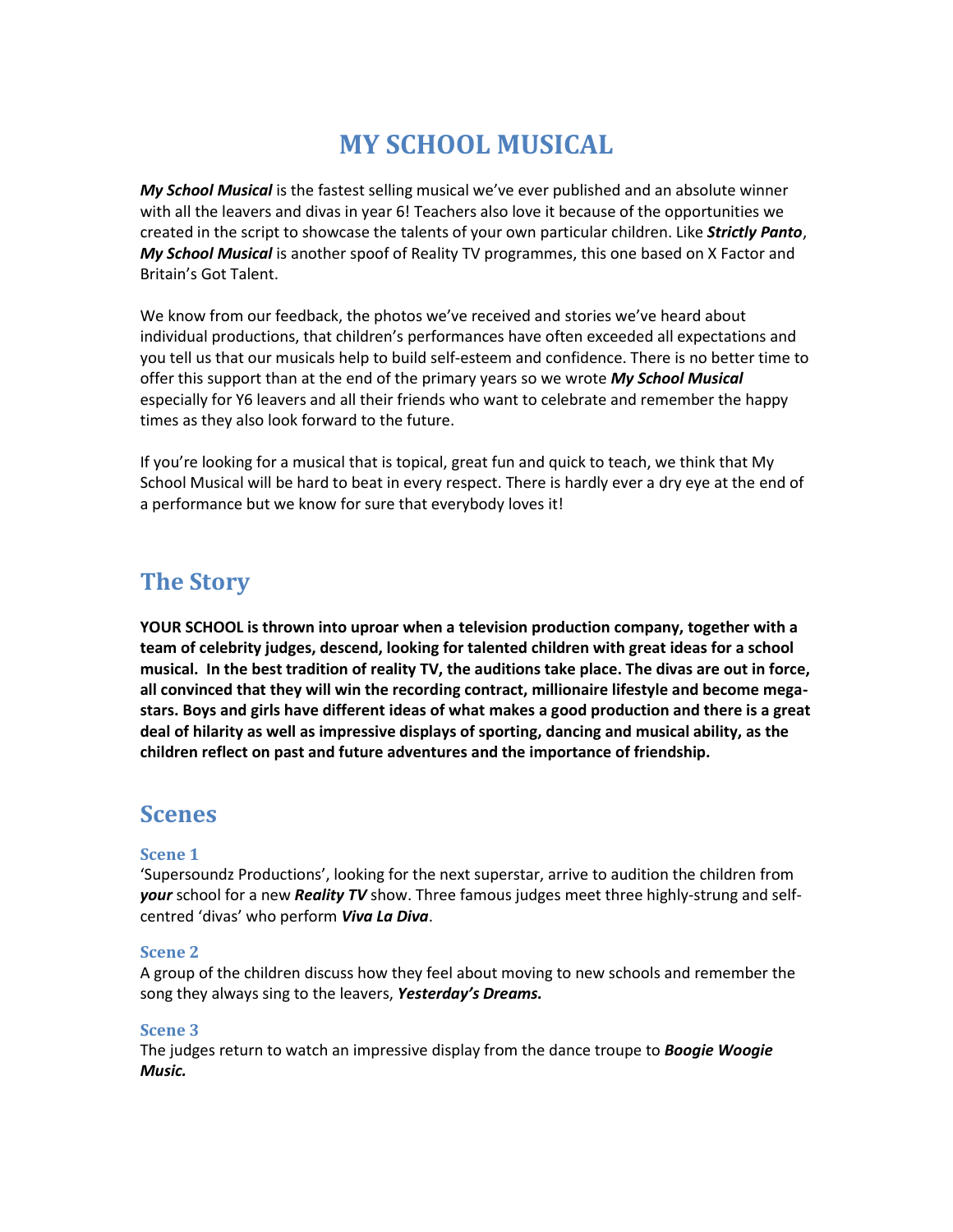# MY SCHOOL MUSICAL

***My School Musical*** is the fastest selling musical we've ever published and an absolute winner with all the leavers and divas in year 6! Teachers also love it because of the opportunities we created in the script to showcase the talents of your own particular children. Like ***Strictly Panto***, ***My School Musical*** is another spoof of Reality TV programmes, this one based on X Factor and Britain's Got Talent.

We know from our feedback, the photos we've received and stories we've heard about individual productions, that children's performances have often exceeded all expectations and you tell us that our musicals help to build self-esteem and confidence. There is no better time to offer this support than at the end of the primary years so we wrote ***My School Musical*** especially for Y6 leavers and all their friends who want to celebrate and remember the happy times as they also look forward to the future.

If you're looking for a musical that is topical, great fun and quick to teach, we think that My School Musical will be hard to beat in every respect. There is hardly ever a dry eye at the end of a performance but we know for sure that everybody loves it!

## The Story

**YOUR SCHOOL is thrown into uproar when a television production company, together with a team of celebrity judges, descend, looking for talented children with great ideas for a school musical. In the best tradition of reality TV, the auditions take place. The divas are out in force, all convinced that they will win the recording contract, millionaire lifestyle and become mega-stars. Boys and girls have different ideas of what makes a good production and there is a great deal of hilarity as well as impressive displays of sporting, dancing and musical ability, as the children reflect on past and future adventures and the importance of friendship.**

## Scenes

### Scene 1

'Supersoundz Productions', looking for the next superstar, arrive to audition the children from ***your*** school for a new ***Reality TV*** show. Three famous judges meet three highly-strung and self-centred 'divas' who perform ***Viva La Diva***.

### Scene 2

A group of the children discuss how they feel about moving to new schools and remember the song they always sing to the leavers, ***Yesterday's Dreams.***

### Scene 3

The judges return to watch an impressive display from the dance troupe to ***Boogie Woogie Music.***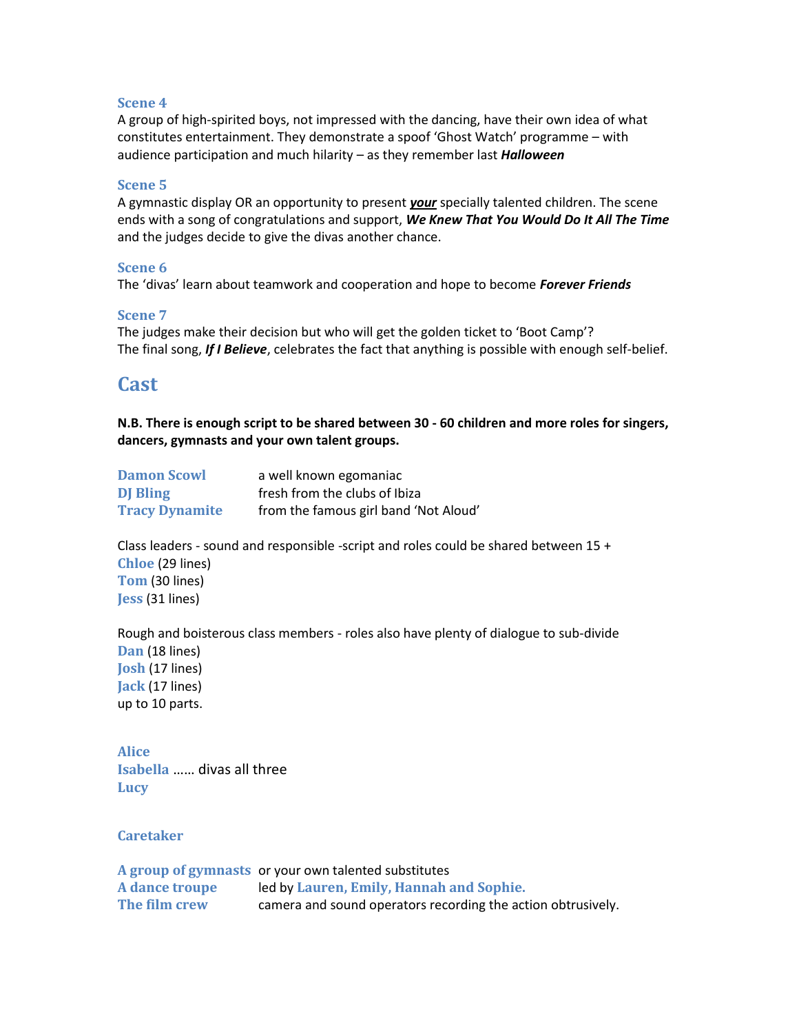### Scene 4

A group of high-spirited boys, not impressed with the dancing, have their own idea of what constitutes entertainment. They demonstrate a spoof 'Ghost Watch' programme – with audience participation and much hilarity – as they remember last ***Halloween***

### Scene 5

A gymnastic display OR an opportunity to present ***your*** specially talented children. The scene ends with a song of congratulations and support, ***We Knew That You Would Do It All The Time*** and the judges decide to give the divas another chance.

### Scene 6

The 'divas' learn about teamwork and cooperation and hope to become ***Forever Friends***

### Scene 7

The judges make their decision but who will get the golden ticket to 'Boot Camp'?
The final song, ***If I Believe***, celebrates the fact that anything is possible with enough self-belief.

## Cast

**N.B. There is enough script to be shared between 30 - 60 children and more roles for singers, dancers, gymnasts and your own talent groups.**

**Damon Scowl** a well known egomaniac
**DJ Bling** fresh from the clubs of Ibiza
**Tracy Dynamite** from the famous girl band 'Not Aloud'

Class leaders - sound and responsible -script and roles could be shared between 15 +
**Chloe** (29 lines)
**Tom** (30 lines)
**Jess** (31 lines)

Rough and boisterous class members - roles also have plenty of dialogue to sub-divide
**Dan** (18 lines)
**Josh** (17 lines)
**Jack** (17 lines)
up to 10 parts.

**Alice**
**Isabella** …… divas all three
**Lucy**

**Caretaker**

**A group of gymnasts** or your own talented substitutes
**A dance troupe** led by **Lauren, Emily, Hannah and Sophie.**
**The film crew** camera and sound operators recording the action obtrusively.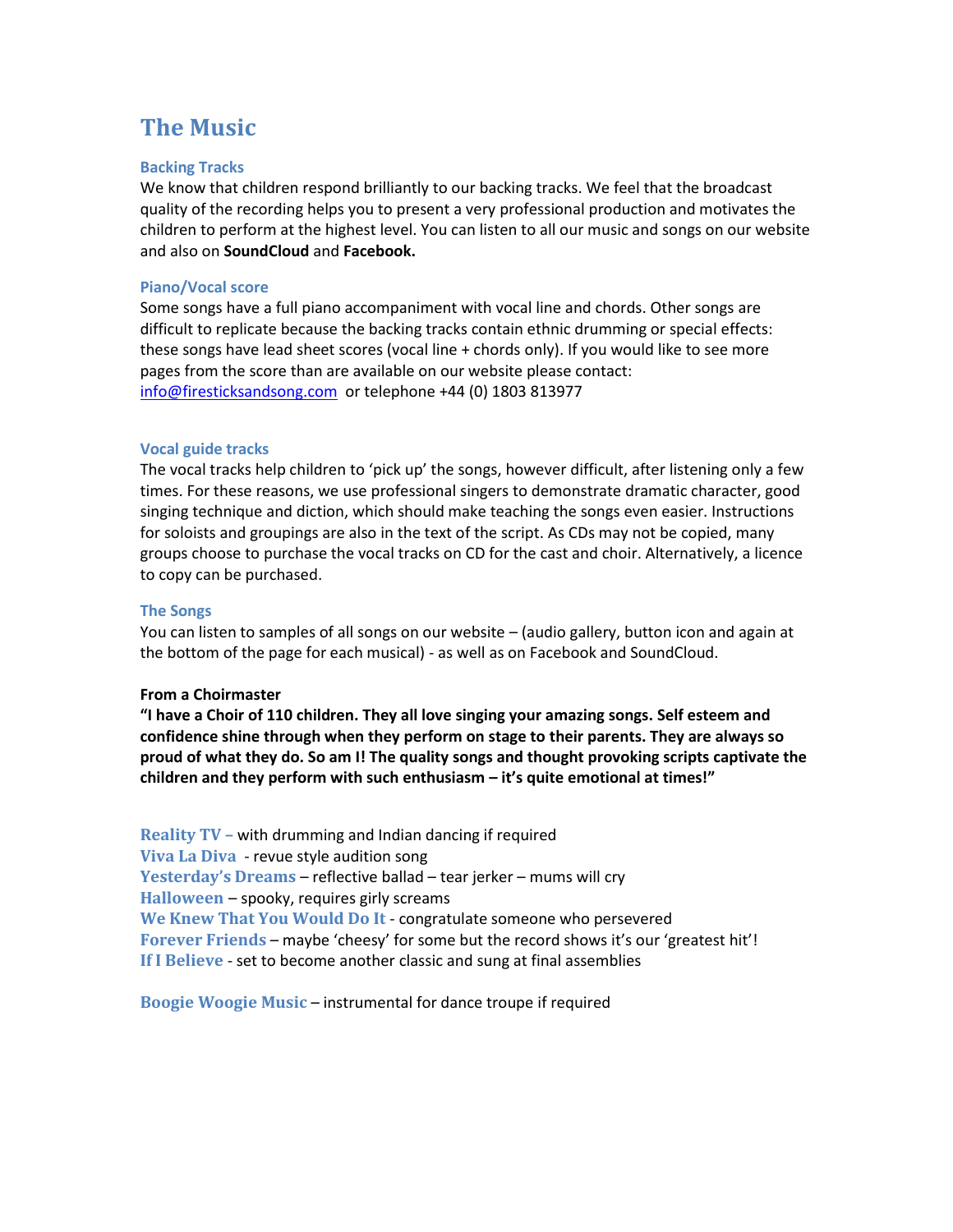# The Music

### Backing Tracks

We know that children respond brilliantly to our backing tracks. We feel that the broadcast quality of the recording helps you to present a very professional production and motivates the children to perform at the highest level. You can listen to all our music and songs on our website and also on **SoundCloud** and **Facebook.**

### Piano/Vocal score

Some songs have a full piano accompaniment with vocal line and chords. Other songs are difficult to replicate because the backing tracks contain ethnic drumming or special effects: these songs have lead sheet scores (vocal line + chords only). If you would like to see more pages from the score than are available on our website please contact: info@firesticksandsong.com or telephone +44 (0) 1803 813977

### Vocal guide tracks

The vocal tracks help children to 'pick up' the songs, however difficult, after listening only a few times. For these reasons, we use professional singers to demonstrate dramatic character, good singing technique and diction, which should make teaching the songs even easier. Instructions for soloists and groupings are also in the text of the script. As CDs may not be copied, many groups choose to purchase the vocal tracks on CD for the cast and choir. Alternatively, a licence to copy can be purchased.

### The Songs

You can listen to samples of all songs on our website – (audio gallery, button icon and again at the bottom of the page for each musical) - as well as on Facebook and SoundCloud.

**From a Choirmaster**
**"I have a Choir of 110 children. They all love singing your amazing songs. Self esteem and confidence shine through when they perform on stage to their parents. They are always so proud of what they do. So am I! The quality songs and thought provoking scripts captivate the children and they perform with such enthusiasm – it's quite emotional at times!"**

**Reality TV** – with drumming and Indian dancing if required
**Viva La Diva** - revue style audition song
**Yesterday's Dreams** – reflective ballad – tear jerker – mums will cry
**Halloween** – spooky, requires girly screams
**We Knew That You Would Do It** - congratulate someone who persevered
**Forever Friends** – maybe 'cheesy' for some but the record shows it's our 'greatest hit'!
**If I Believe** - set to become another classic and sung at final assemblies

**Boogie Woogie Music** – instrumental for dance troupe if required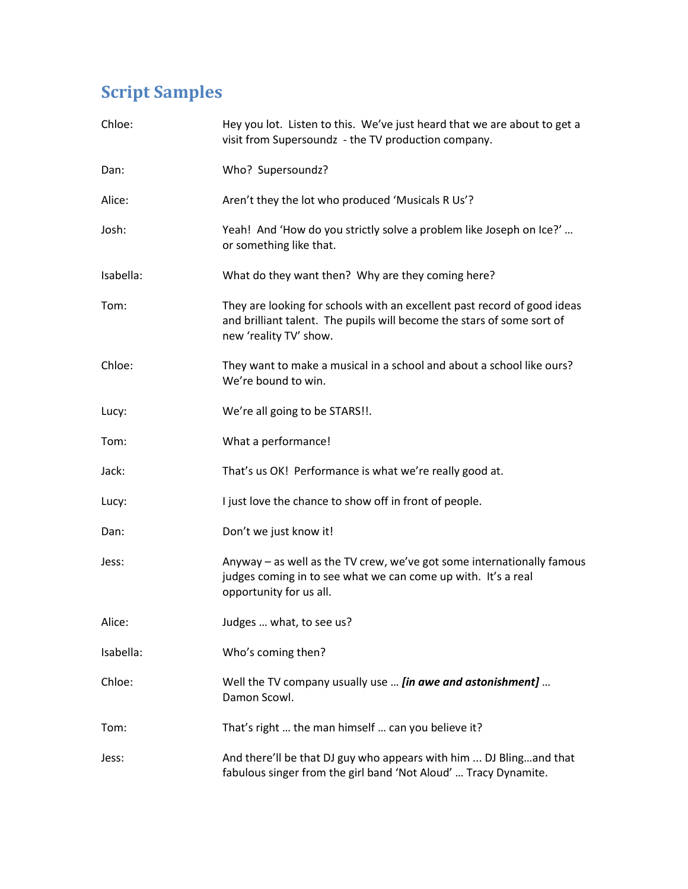## Script Samples

Chloe: Hey you lot. Listen to this. We've just heard that we are about to get a visit from Supersoundz - the TV production company.

Dan: Who? Supersoundz?

Alice: Aren't they the lot who produced 'Musicals R Us'?

Josh: Yeah! And 'How do you strictly solve a problem like Joseph on Ice?' … or something like that.

Isabella: What do they want then? Why are they coming here?

Tom: They are looking for schools with an excellent past record of good ideas and brilliant talent. The pupils will become the stars of some sort of new 'reality TV' show.

Chloe: They want to make a musical in a school and about a school like ours? We're bound to win.

Lucy: We're all going to be STARS!!.

Tom: What a performance!

Jack: That's us OK! Performance is what we're really good at.

Lucy: I just love the chance to show off in front of people.

Dan: Don't we just know it!

Jess: Anyway – as well as the TV crew, we've got some internationally famous judges coming in to see what we can come up with. It's a real opportunity for us all.

Alice: Judges … what, to see us?

Isabella: Who's coming then?

Chloe: Well the TV company usually use … ***[in awe and astonishment]*** … Damon Scowl.

Tom: That's right … the man himself … can you believe it?

Jess: And there'll be that DJ guy who appears with him ... DJ Bling…and that fabulous singer from the girl band 'Not Aloud' … Tracy Dynamite.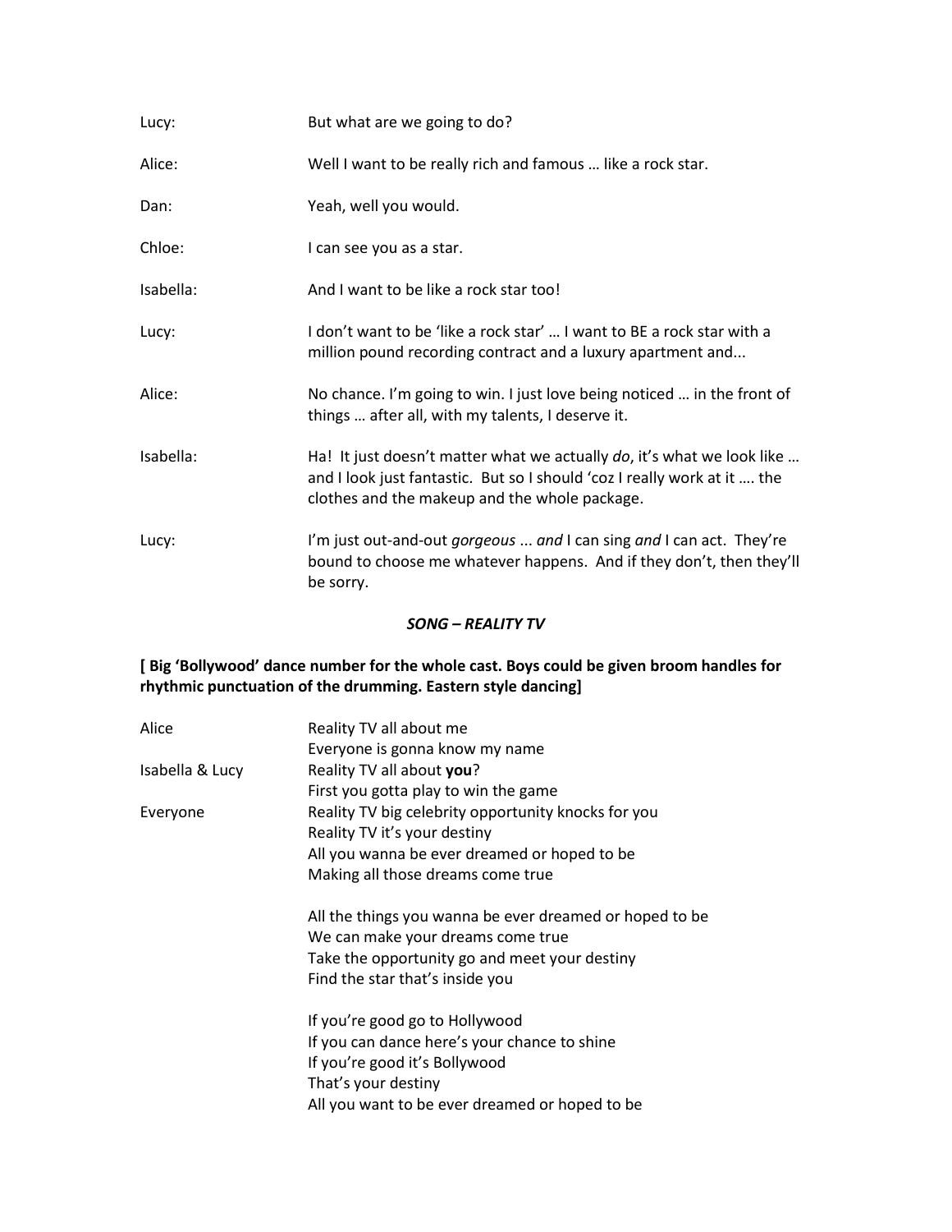Lucy: But what are we going to do?

Alice: Well I want to be really rich and famous … like a rock star.

Dan: Yeah, well you would.

Chloe: I can see you as a star.

Isabella: And I want to be like a rock star too!

Lucy: I don't want to be 'like a rock star' … I want to BE a rock star with a million pound recording contract and a luxury apartment and...

Alice: No chance. I'm going to win. I just love being noticed … in the front of things … after all, with my talents, I deserve it.

Isabella: Ha! It just doesn't matter what we actually *do*, it's what we look like … and I look just fantastic. But so I should 'coz I really work at it …. the clothes and the makeup and the whole package.

Lucy: I'm just out-and-out *gorgeous* ... *and* I can sing *and* I can act. They're bound to choose me whatever happens. And if they don't, then they'll be sorry.

***SONG – REALITY TV***

**[ Big 'Bollywood' dance number for the whole cast. Boys could be given broom handles for rhythmic punctuation of the drumming. Eastern style dancing]**

Alice
Reality TV all about me
Everyone is gonna know my name

Isabella & Lucy
Reality TV all about **you**?
First you gotta play to win the game

Everyone
Reality TV big celebrity opportunity knocks for you
Reality TV it's your destiny
All you wanna be ever dreamed or hoped to be
Making all those dreams come true

All the things you wanna be ever dreamed or hoped to be
We can make your dreams come true
Take the opportunity go and meet your destiny
Find the star that's inside you

If you're good go to Hollywood
If you can dance here's your chance to shine
If you're good it's Bollywood
That's your destiny
All you want to be ever dreamed or hoped to be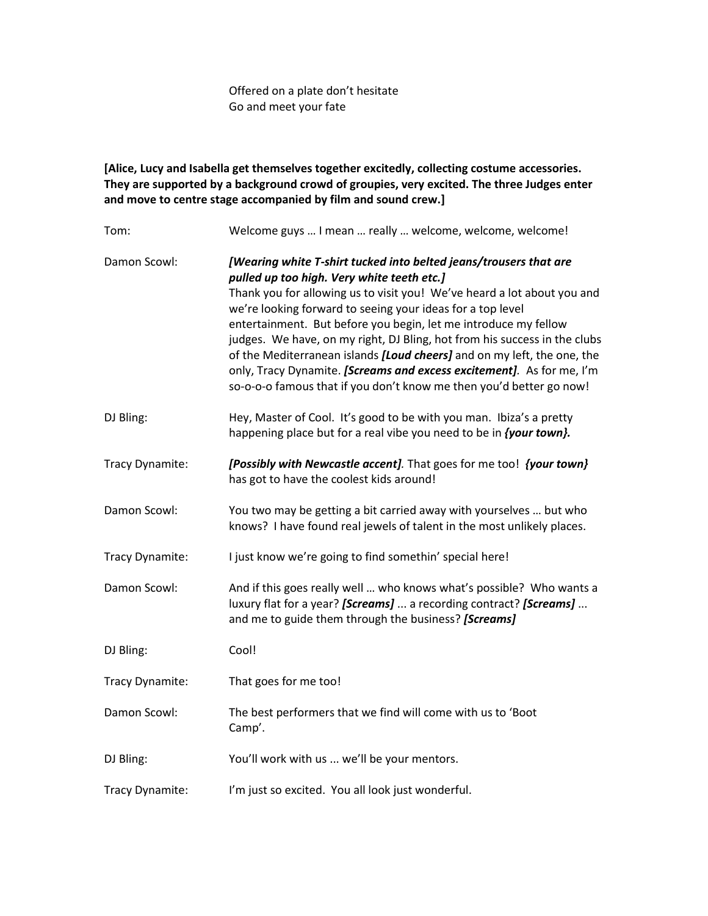Offered on a plate don't hesitate
Go and meet your fate

**[Alice, Lucy and Isabella get themselves together excitedly, collecting costume accessories. They are supported by a background crowd of groupies, very excited. The three Judges enter and move to centre stage accompanied by film and sound crew.]**

Tom: Welcome guys … I mean … really … welcome, welcome, welcome!

Damon Scowl: ***[Wearing white T-shirt tucked into belted jeans/trousers that are pulled up too high. Very white teeth etc.]*** Thank you for allowing us to visit you! We've heard a lot about you and we're looking forward to seeing your ideas for a top level entertainment. But before you begin, let me introduce my fellow judges. We have, on my right, DJ Bling, hot from his success in the clubs of the Mediterranean islands ***[Loud cheers]*** and on my left, the one, the only, Tracy Dynamite. ***[Screams and excess excitement]***. As for me, I'm so-o-o-o famous that if you don't know me then you'd better go now!

DJ Bling: Hey, Master of Cool. It's good to be with you man. Ibiza's a pretty happening place but for a real vibe you need to be in ***{your town}.***

Tracy Dynamite: ***[Possibly with Newcastle accent]***. That goes for me too! ***{your town}*** has got to have the coolest kids around!

Damon Scowl: You two may be getting a bit carried away with yourselves … but who knows? I have found real jewels of talent in the most unlikely places.

Tracy Dynamite: I just know we're going to find somethin' special here!

Damon Scowl: And if this goes really well … who knows what's possible? Who wants a luxury flat for a year? ***[Screams]*** ... a recording contract? ***[Screams]*** ... and me to guide them through the business? ***[Screams]***

DJ Bling: Cool!

Tracy Dynamite: That goes for me too!

Damon Scowl: The best performers that we find will come with us to 'Boot Camp'.

DJ Bling: You'll work with us ... we'll be your mentors.

Tracy Dynamite: I'm just so excited. You all look just wonderful.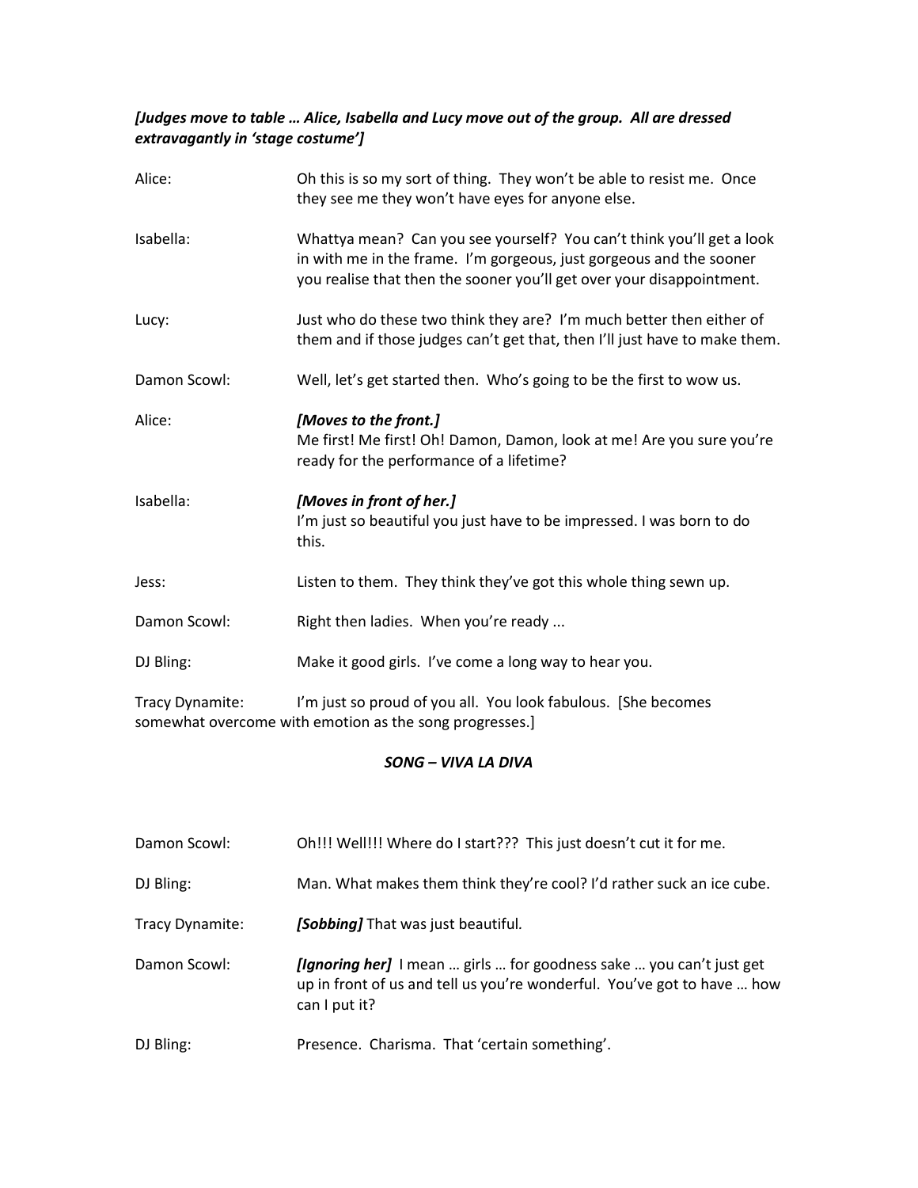***[Judges move to table … Alice, Isabella and Lucy move out of the group. All are dressed extravagantly in 'stage costume']***

**Alice:** Oh this is so my sort of thing. They won't be able to resist me. Once they see me they won't have eyes for anyone else.

**Isabella:** Whattya mean? Can you see yourself? You can't think you'll get a look in with me in the frame. I'm gorgeous, just gorgeous and the sooner you realise that then the sooner you'll get over your disappointment.

**Lucy:** Just who do these two think they are? I'm much better then either of them and if those judges can't get that, then I'll just have to make them.

**Damon Scowl:** Well, let's get started then. Who's going to be the first to wow us.

**Alice:** ***[Moves to the front.]***
Me first! Me first! Oh! Damon, Damon, look at me! Are you sure you're ready for the performance of a lifetime?

**Isabella:** ***[Moves in front of her.]***
I'm just so beautiful you just have to be impressed. I was born to do this.

**Jess:** Listen to them. They think they've got this whole thing sewn up.

**Damon Scowl:** Right then ladies. When you're ready ...

**DJ Bling:** Make it good girls. I've come a long way to hear you.

**Tracy Dynamite:** I'm just so proud of you all. You look fabulous. [She becomes somewhat overcome with emotion as the song progresses.]

***SONG – VIVA LA DIVA***

**Damon Scowl:** Oh!!! Well!!! Where do I start??? This just doesn't cut it for me.

**DJ Bling:** Man. What makes them think they're cool? I'd rather suck an ice cube.

**Tracy Dynamite:** ***[Sobbing]*** That was just beautiful.

**Damon Scowl:** ***[Ignoring her]*** I mean … girls … for goodness sake … you can't just get up in front of us and tell us you're wonderful. You've got to have … how can I put it?

**DJ Bling:** Presence. Charisma. That 'certain something'.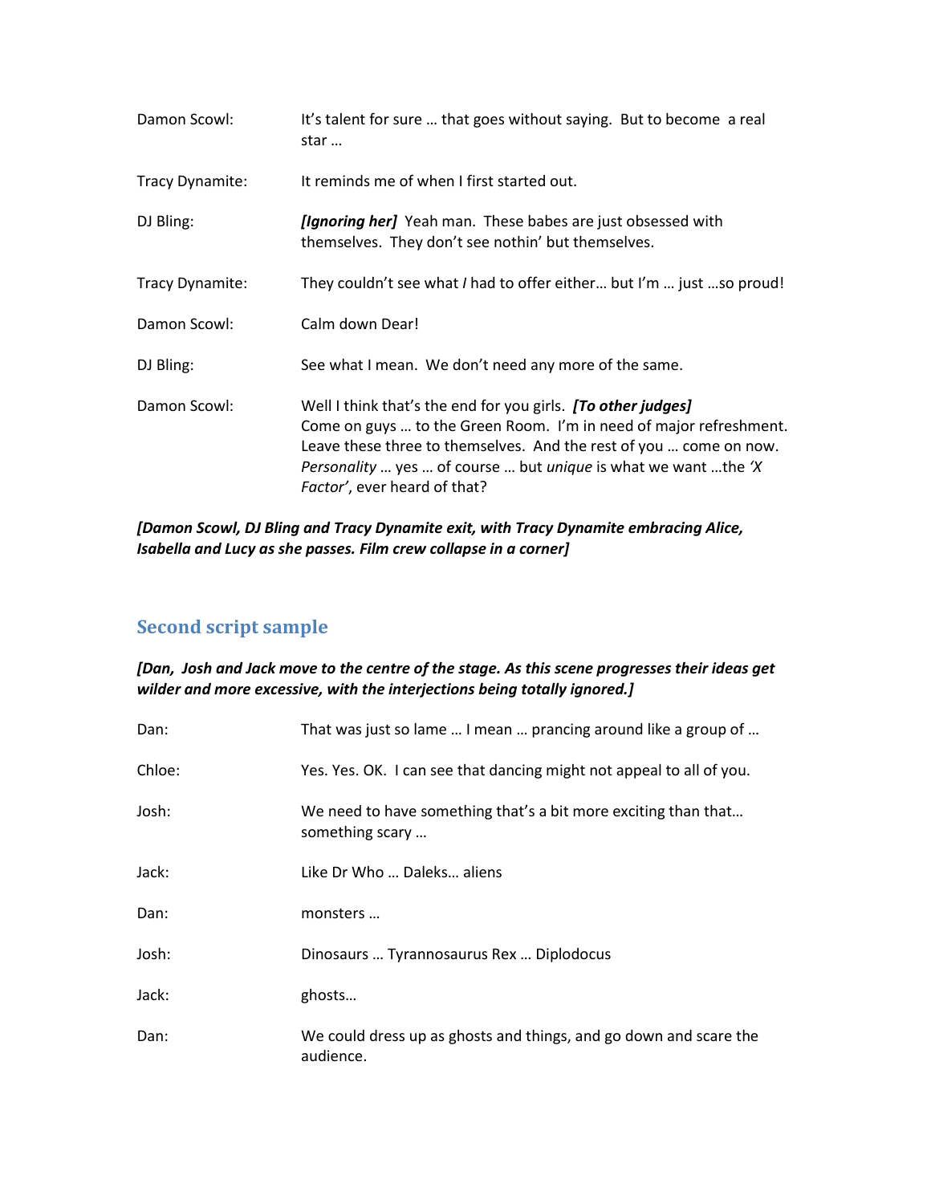Damon Scowl: It's talent for sure … that goes without saying. But to become a real star …

Tracy Dynamite: It reminds me of when I first started out.

DJ Bling: ***[Ignoring her]*** Yeah man. These babes are just obsessed with themselves. They don't see nothin' but themselves.

Tracy Dynamite: They couldn't see what *I* had to offer either… but I'm … just …so proud!

Damon Scowl: Calm down Dear!

DJ Bling: See what I mean. We don't need any more of the same.

Damon Scowl: Well I think that's the end for you girls. ***[To other judges]*** Come on guys … to the Green Room. I'm in need of major refreshment. Leave these three to themselves. And the rest of you … come on now. *Personality* … yes … of course … but *unique* is what we want …the *'X Factor'*, ever heard of that?

***[Damon Scowl, DJ Bling and Tracy Dynamite exit, with Tracy Dynamite embracing Alice, Isabella and Lucy as she passes. Film crew collapse in a corner]***

## Second script sample

***[Dan, Josh and Jack move to the centre of the stage. As this scene progresses their ideas get wilder and more excessive, with the interjections being totally ignored.]***

Dan: That was just so lame … I mean … prancing around like a group of …

Chloe: Yes. Yes. OK. I can see that dancing might not appeal to all of you.

Josh: We need to have something that's a bit more exciting than that… something scary …

Jack: Like Dr Who … Daleks… aliens

Dan: monsters …

Josh: Dinosaurs … Tyrannosaurus Rex … Diplodocus

Jack: ghosts…

Dan: We could dress up as ghosts and things, and go down and scare the audience.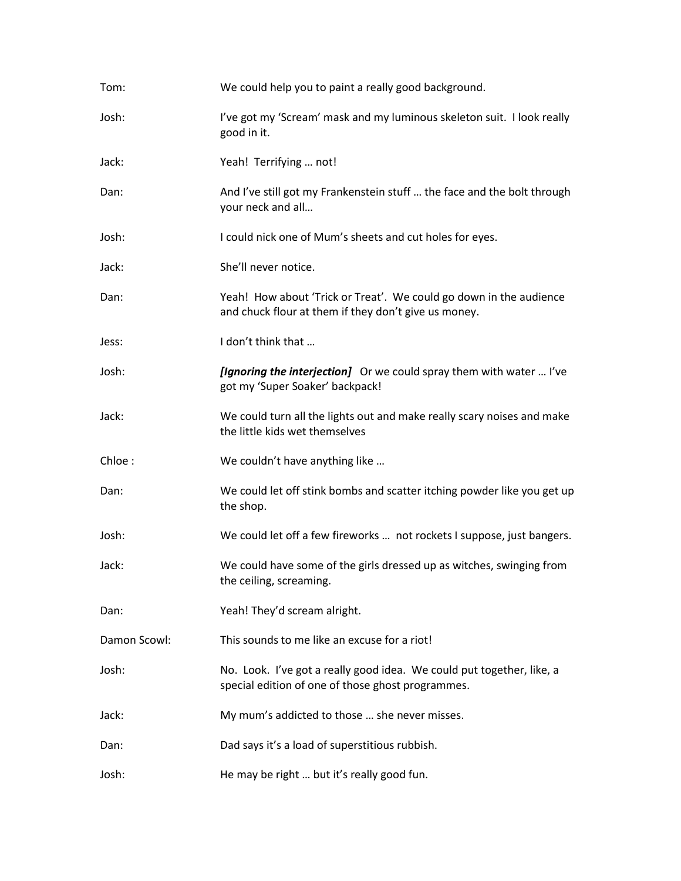Tom: We could help you to paint a really good background.

Josh: I've got my 'Scream' mask and my luminous skeleton suit. I look really good in it.

Jack: Yeah! Terrifying … not!

Dan: And I've still got my Frankenstein stuff … the face and the bolt through your neck and all…

Josh: I could nick one of Mum's sheets and cut holes for eyes.

Jack: She'll never notice.

Dan: Yeah! How about 'Trick or Treat'. We could go down in the audience and chuck flour at them if they don't give us money.

Jess: I don't think that …

Josh: ***[Ignoring the interjection]*** Or we could spray them with water … I've got my 'Super Soaker' backpack!

Jack: We could turn all the lights out and make really scary noises and make the little kids wet themselves

Chloe : We couldn't have anything like …

Dan: We could let off stink bombs and scatter itching powder like you get up the shop.

Josh: We could let off a few fireworks … not rockets I suppose, just bangers.

Jack: We could have some of the girls dressed up as witches, swinging from the ceiling, screaming.

Dan: Yeah! They'd scream alright.

Damon Scowl: This sounds to me like an excuse for a riot!

Josh: No. Look. I've got a really good idea. We could put together, like, a special edition of one of those ghost programmes.

Jack: My mum's addicted to those … she never misses.

Dan: Dad says it's a load of superstitious rubbish.

Josh: He may be right … but it's really good fun.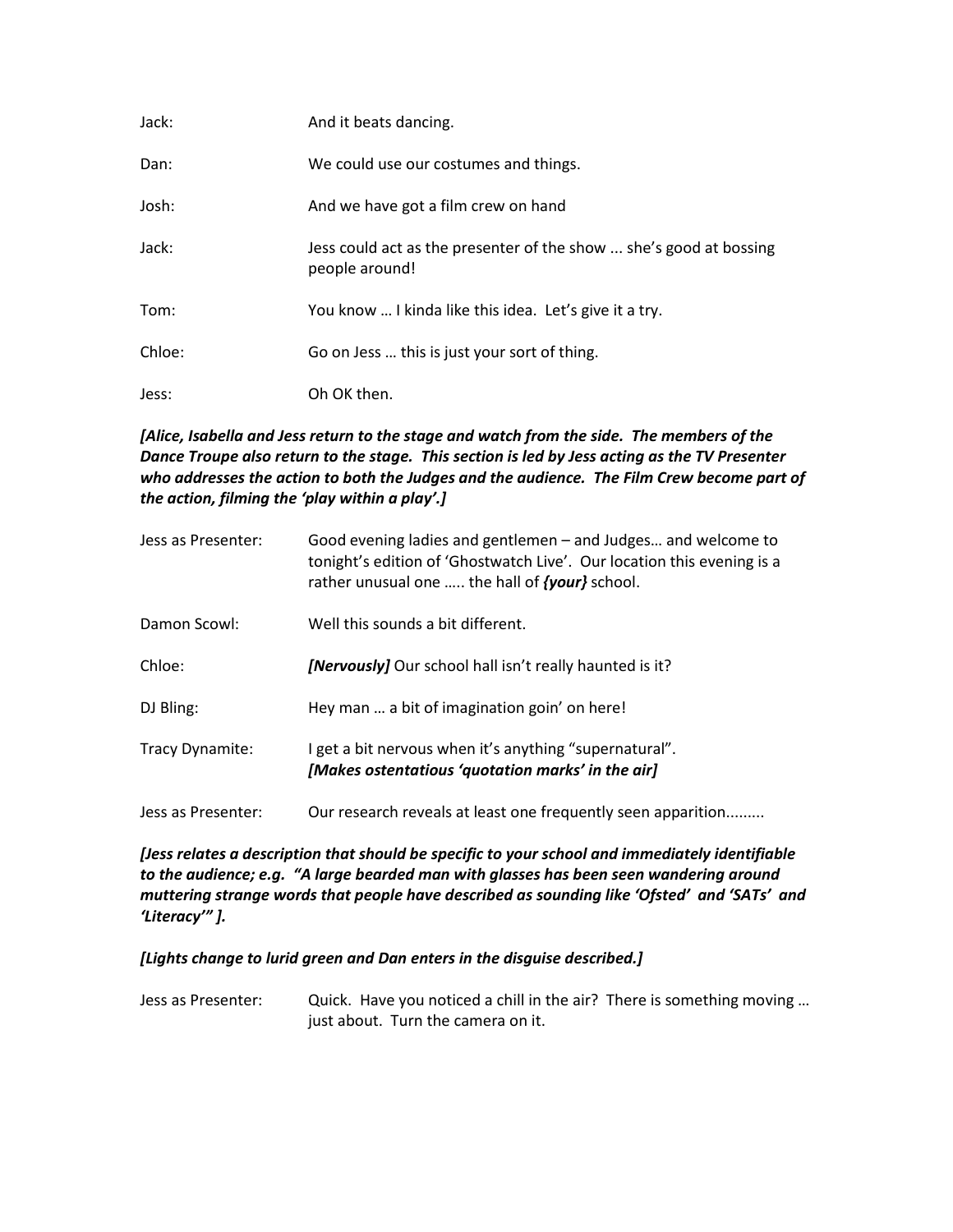Jack: And it beats dancing.

Dan: We could use our costumes and things.

Josh: And we have got a film crew on hand

Jack: Jess could act as the presenter of the show ... she's good at bossing people around!

Tom: You know … I kinda like this idea. Let's give it a try.

Chloe: Go on Jess … this is just your sort of thing.

Jess: Oh OK then.

***[Alice, Isabella and Jess return to the stage and watch from the side. The members of the Dance Troupe also return to the stage. This section is led by Jess acting as the TV Presenter who addresses the action to both the Judges and the audience. The Film Crew become part of the action, filming the 'play within a play'.]***

Jess as Presenter: Good evening ladies and gentlemen – and Judges… and welcome to tonight's edition of 'Ghostwatch Live'. Our location this evening is a rather unusual one ….. the hall of ***{your}*** school.

Damon Scowl: Well this sounds a bit different.

Chloe: ***[Nervously]*** Our school hall isn't really haunted is it?

DJ Bling: Hey man … a bit of imagination goin' on here!

Tracy Dynamite: I get a bit nervous when it's anything "supernatural".
***[Makes ostentatious 'quotation marks' in the air]***

Jess as Presenter: Our research reveals at least one frequently seen apparition.........

***[Jess relates a description that should be specific to your school and immediately identifiable to the audience; e.g. "A large bearded man with glasses has been seen wandering around muttering strange words that people have described as sounding like 'Ofsted' and 'SATs' and 'Literacy'" ].***

***[Lights change to lurid green and Dan enters in the disguise described.]***

Jess as Presenter: Quick. Have you noticed a chill in the air? There is something moving … just about. Turn the camera on it.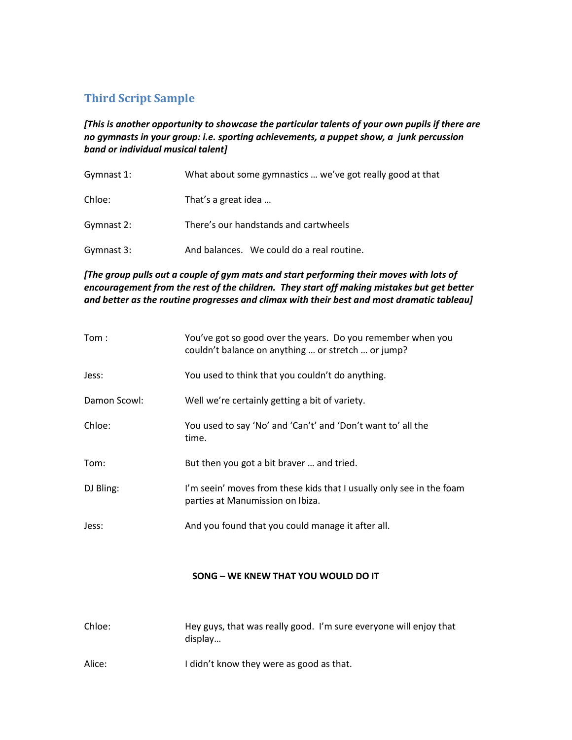## Third Script Sample

***[This is another opportunity to showcase the particular talents of your own pupils if there are no gymnasts in your group: i.e. sporting achievements, a puppet show, a junk percussion band or individual musical talent]***

| | |
|---|---|
| Gymnast 1: | What about some gymnastics … we've got really good at that |
| Chloe: | That's a great idea … |
| Gymnast 2: | There's our handstands and cartwheels |
| Gymnast 3: | And balances. We could do a real routine. |

***[The group pulls out a couple of gym mats and start performing their moves with lots of encouragement from the rest of the children. They start off making mistakes but get better and better as the routine progresses and climax with their best and most dramatic tableau]***

| | |
|---|---|
| Tom : | You've got so good over the years. Do you remember when you couldn't balance on anything … or stretch … or jump? |
| Jess: | You used to think that you couldn't do anything. |
| Damon Scowl: | Well we're certainly getting a bit of variety. |
| Chloe: | You used to say 'No' and 'Can't' and 'Don't want to' all the time. |
| Tom: | But then you got a bit braver … and tried. |
| DJ Bling: | I'm seein' moves from these kids that I usually only see in the foam parties at Manumission on Ibiza. |
| Jess: | And you found that you could manage it after all. |

**SONG – WE KNEW THAT YOU WOULD DO IT**

| | |
|---|---|
| Chloe: | Hey guys, that was really good. I'm sure everyone will enjoy that display… |
| Alice: | I didn't know they were as good as that. |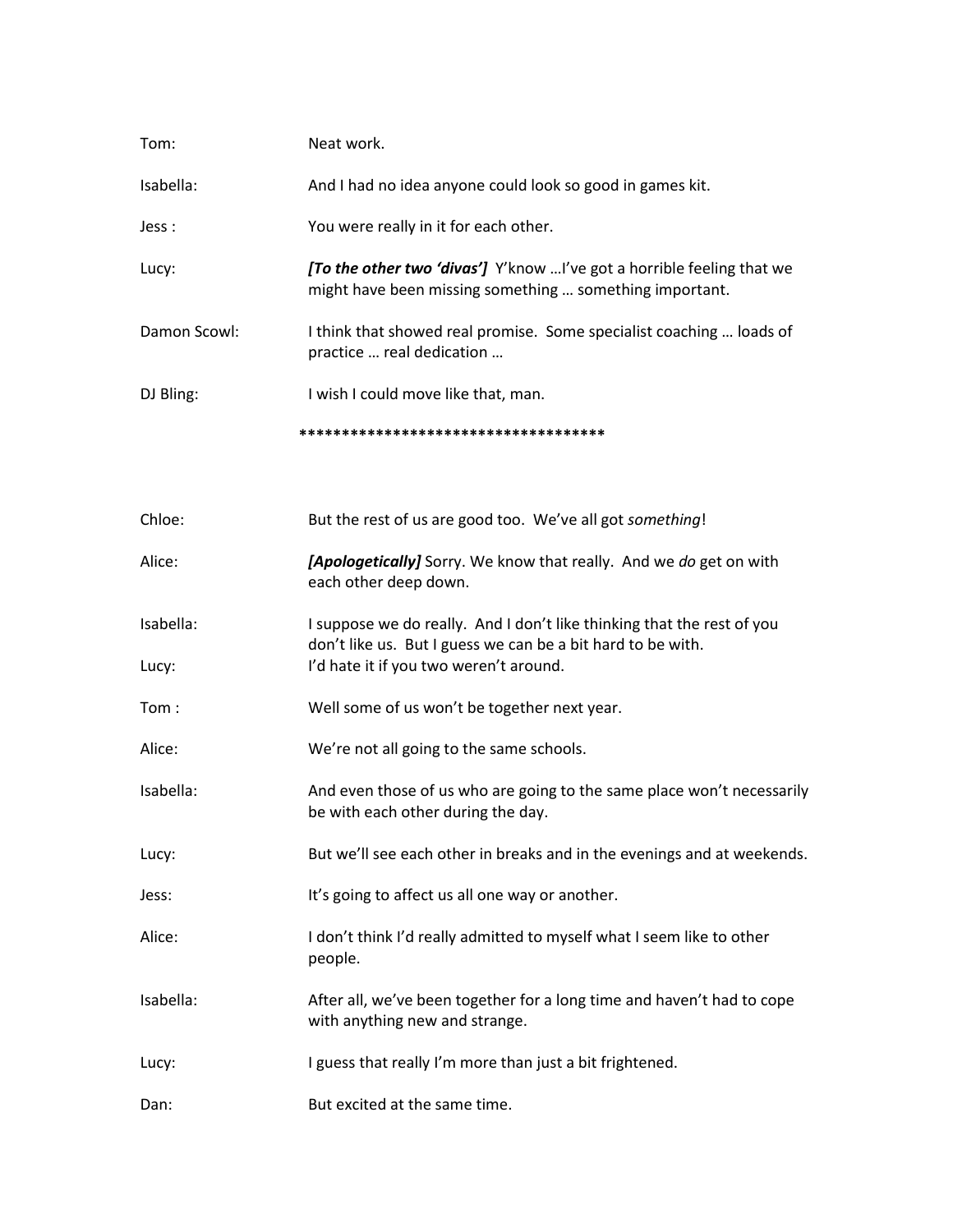Tom: Neat work.

Isabella: And I had no idea anyone could look so good in games kit.

Jess : You were really in it for each other.

Lucy: ***[To the other two 'divas']*** Y'know …I've got a horrible feeling that we might have been missing something … something important.

Damon Scowl: I think that showed real promise. Some specialist coaching … loads of practice … real dedication …

DJ Bling: I wish I could move like that, man.

************************************

Chloe: But the rest of us are good too. We've all got *something*!

Alice: ***[Apologetically]*** Sorry. We know that really. And we *do* get on with each other deep down.

Isabella: I suppose we do really. And I don't like thinking that the rest of you don't like us. But I guess we can be a bit hard to be with.

Lucy: I'd hate it if you two weren't around.

Tom : Well some of us won't be together next year.

Alice: We're not all going to the same schools.

Isabella: And even those of us who are going to the same place won't necessarily be with each other during the day.

Lucy: But we'll see each other in breaks and in the evenings and at weekends.

Jess: It's going to affect us all one way or another.

Alice: I don't think I'd really admitted to myself what I seem like to other people.

Isabella: After all, we've been together for a long time and haven't had to cope with anything new and strange.

Lucy: I guess that really I'm more than just a bit frightened.

Dan: But excited at the same time.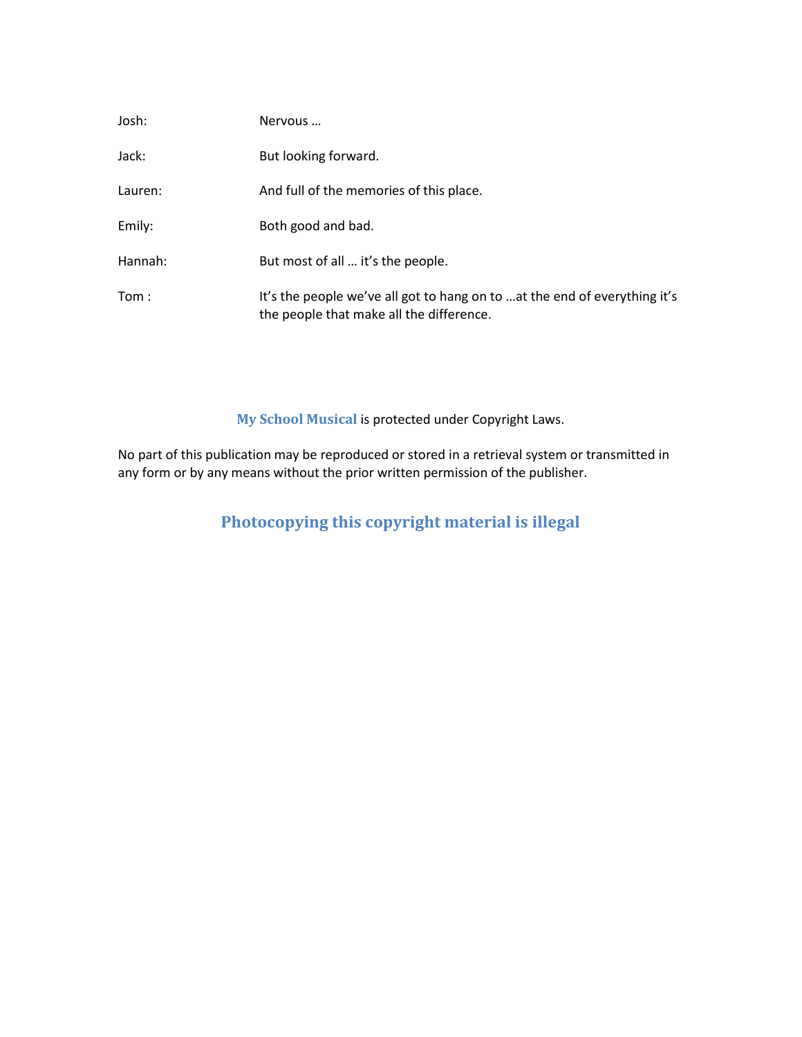Josh: Nervous …

Jack: But looking forward.

Lauren: And full of the memories of this place.

Emily: Both good and bad.

Hannah: But most of all … it's the people.

Tom : It's the people we've all got to hang on to …at the end of everything it's the people that make all the difference.

**My School Musical** is protected under Copyright Laws.

No part of this publication may be reproduced or stored in a retrieval system or transmitted in any form or by any means without the prior written permission of the publisher.

**Photocopying this copyright material is illegal**